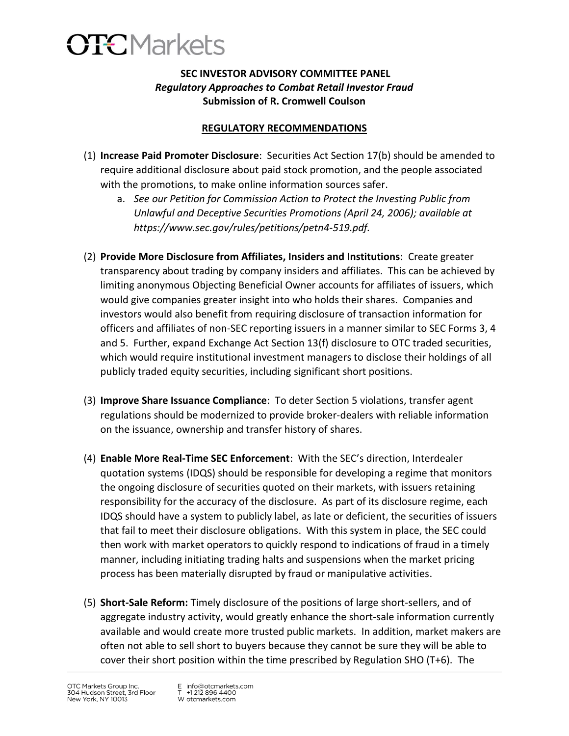# OTC Markets

**SEC INVESTOR ADVISORY COMMITTEE PANEL**
***Regulatory Approaches to Combat Retail Investor Fraud***
**Submission of R. Cromwell Coulson**

## REGULATORY RECOMMENDATIONS

(1) **Increase Paid Promoter Disclosure**: Securities Act Section 17(b) should be amended to require additional disclosure about paid stock promotion, and the people associated with the promotions, to make online information sources safer.

  a. *See our Petition for Commission Action to Protect the Investing Public from Unlawful and Deceptive Securities Promotions (April 24, 2006); available at https://www.sec.gov/rules/petitions/petn4-519.pdf.*

(2) **Provide More Disclosure from Affiliates, Insiders and Institutions**: Create greater transparency about trading by company insiders and affiliates. This can be achieved by limiting anonymous Objecting Beneficial Owner accounts for affiliates of issuers, which would give companies greater insight into who holds their shares. Companies and investors would also benefit from requiring disclosure of transaction information for officers and affiliates of non-SEC reporting issuers in a manner similar to SEC Forms 3, 4 and 5. Further, expand Exchange Act Section 13(f) disclosure to OTC traded securities, which would require institutional investment managers to disclose their holdings of all publicly traded equity securities, including significant short positions.

(3) **Improve Share Issuance Compliance**: To deter Section 5 violations, transfer agent regulations should be modernized to provide broker-dealers with reliable information on the issuance, ownership and transfer history of shares.

(4) **Enable More Real-Time SEC Enforcement**: With the SEC's direction, Interdealer quotation systems (IDQS) should be responsible for developing a regime that monitors the ongoing disclosure of securities quoted on their markets, with issuers retaining responsibility for the accuracy of the disclosure. As part of its disclosure regime, each IDQS should have a system to publicly label, as late or deficient, the securities of issuers that fail to meet their disclosure obligations. With this system in place, the SEC could then work with market operators to quickly respond to indications of fraud in a timely manner, including initiating trading halts and suspensions when the market pricing process has been materially disrupted by fraud or manipulative activities.

(5) **Short-Sale Reform:** Timely disclosure of the positions of large short-sellers, and of aggregate industry activity, would greatly enhance the short-sale information currently available and would create more trusted public markets. In addition, market makers are often not able to sell short to buyers because they cannot be sure they will be able to cover their short position within the time prescribed by Regulation SHO (T+6). The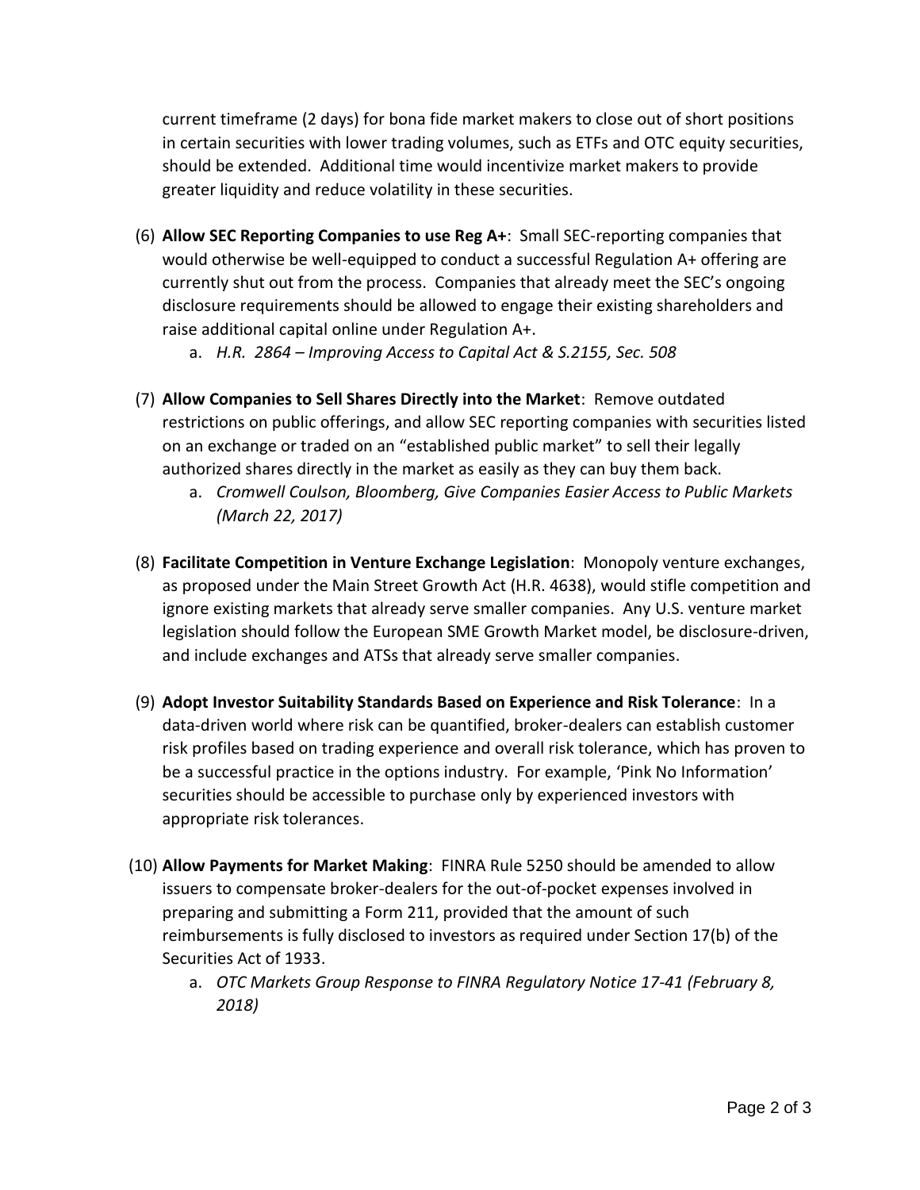current timeframe (2 days) for bona fide market makers to close out of short positions in certain securities with lower trading volumes, such as ETFs and OTC equity securities, should be extended. Additional time would incentivize market makers to provide greater liquidity and reduce volatility in these securities.

(6) **Allow SEC Reporting Companies to use Reg A+**: Small SEC-reporting companies that would otherwise be well-equipped to conduct a successful Regulation A+ offering are currently shut out from the process. Companies that already meet the SEC's ongoing disclosure requirements should be allowed to engage their existing shareholders and raise additional capital online under Regulation A+.

   a. *H.R. 2864 – Improving Access to Capital Act & S.2155, Sec. 508*

(7) **Allow Companies to Sell Shares Directly into the Market**: Remove outdated restrictions on public offerings, and allow SEC reporting companies with securities listed on an exchange or traded on an "established public market" to sell their legally authorized shares directly in the market as easily as they can buy them back.

   a. *Cromwell Coulson, Bloomberg, Give Companies Easier Access to Public Markets (March 22, 2017)*

(8) **Facilitate Competition in Venture Exchange Legislation**: Monopoly venture exchanges, as proposed under the Main Street Growth Act (H.R. 4638), would stifle competition and ignore existing markets that already serve smaller companies. Any U.S. venture market legislation should follow the European SME Growth Market model, be disclosure-driven, and include exchanges and ATSs that already serve smaller companies.

(9) **Adopt Investor Suitability Standards Based on Experience and Risk Tolerance**: In a data-driven world where risk can be quantified, broker-dealers can establish customer risk profiles based on trading experience and overall risk tolerance, which has proven to be a successful practice in the options industry. For example, 'Pink No Information' securities should be accessible to purchase only by experienced investors with appropriate risk tolerances.

(10) **Allow Payments for Market Making**: FINRA Rule 5250 should be amended to allow issuers to compensate broker-dealers for the out-of-pocket expenses involved in preparing and submitting a Form 211, provided that the amount of such reimbursements is fully disclosed to investors as required under Section 17(b) of the Securities Act of 1933.

   a. *OTC Markets Group Response to FINRA Regulatory Notice 17-41 (February 8, 2018)*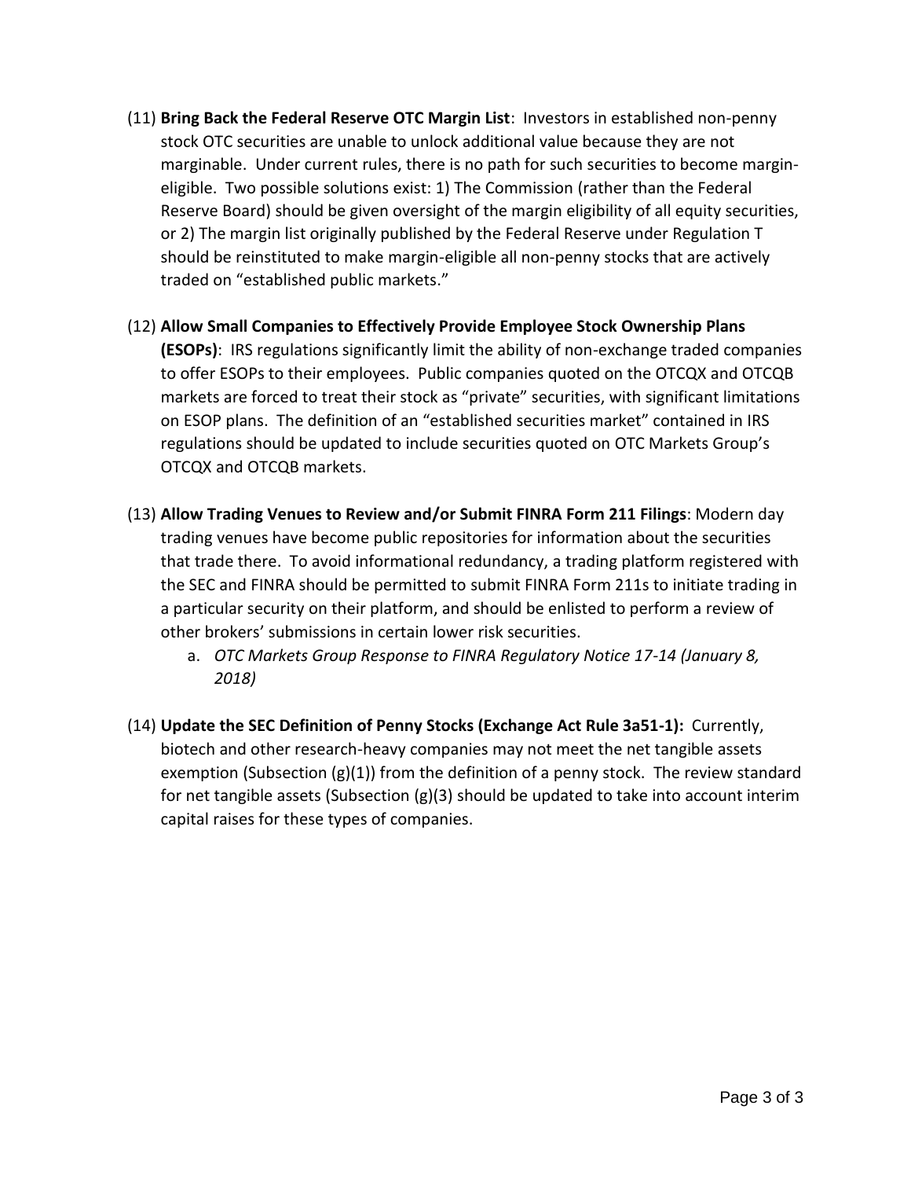(11) **Bring Back the Federal Reserve OTC Margin List**: Investors in established non-penny stock OTC securities are unable to unlock additional value because they are not marginable. Under current rules, there is no path for such securities to become margin-eligible. Two possible solutions exist: 1) The Commission (rather than the Federal Reserve Board) should be given oversight of the margin eligibility of all equity securities, or 2) The margin list originally published by the Federal Reserve under Regulation T should be reinstituted to make margin-eligible all non-penny stocks that are actively traded on "established public markets."

(12) **Allow Small Companies to Effectively Provide Employee Stock Ownership Plans (ESOPs)**: IRS regulations significantly limit the ability of non-exchange traded companies to offer ESOPs to their employees. Public companies quoted on the OTCQX and OTCQB markets are forced to treat their stock as "private" securities, with significant limitations on ESOP plans. The definition of an "established securities market" contained in IRS regulations should be updated to include securities quoted on OTC Markets Group's OTCQX and OTCQB markets.

(13) **Allow Trading Venues to Review and/or Submit FINRA Form 211 Filings**: Modern day trading venues have become public repositories for information about the securities that trade there. To avoid informational redundancy, a trading platform registered with the SEC and FINRA should be permitted to submit FINRA Form 211s to initiate trading in a particular security on their platform, and should be enlisted to perform a review of other brokers' submissions in certain lower risk securities.

   a. *OTC Markets Group Response to FINRA Regulatory Notice 17-14 (January 8, 2018)*

(14) **Update the SEC Definition of Penny Stocks (Exchange Act Rule 3a51-1):** Currently, biotech and other research-heavy companies may not meet the net tangible assets exemption (Subsection (g)(1)) from the definition of a penny stock. The review standard for net tangible assets (Subsection (g)(3) should be updated to take into account interim capital raises for these types of companies.